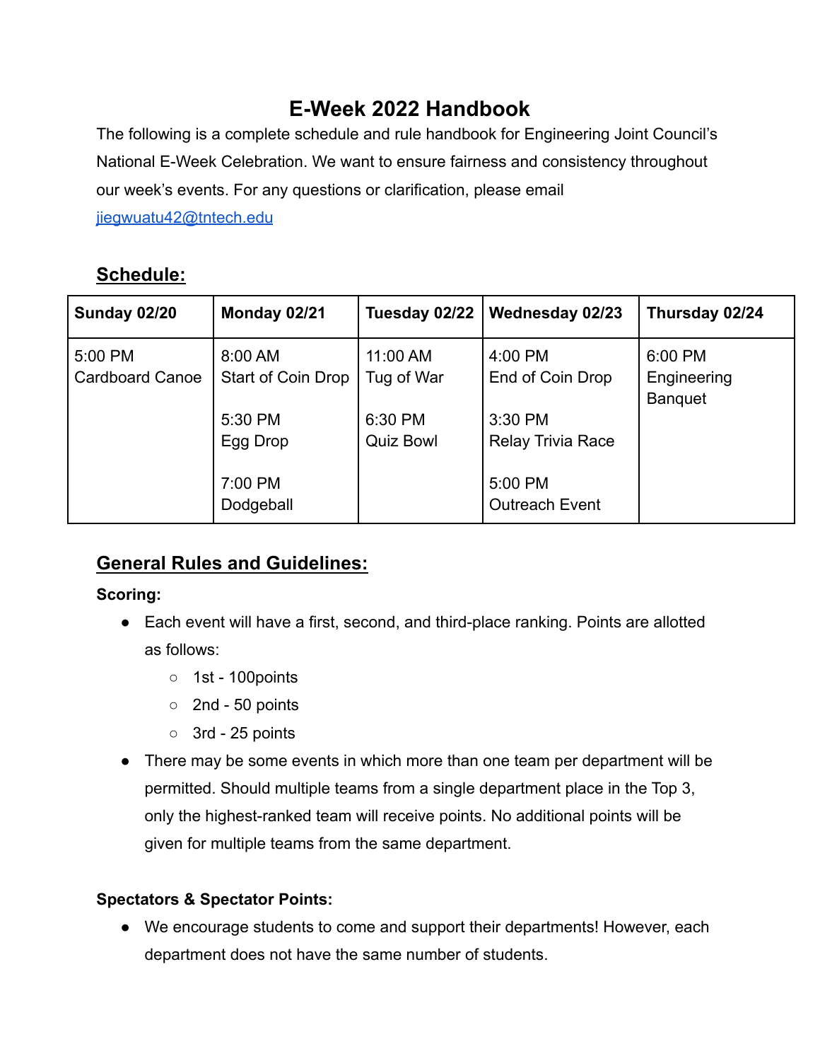# E-Week 2022 Handbook

The following is a complete schedule and rule handbook for Engineering Joint Council's National E-Week Celebration. We want to ensure fairness and consistency throughout our week's events. For any questions or clarification, please email [jiegwuatu42@tntech.edu](mailto:jiegwuatu42@tntech.edu)

## Schedule:

| Sunday 02/20 | Monday 02/21 | Tuesday 02/22 | Wednesday 02/23 | Thursday 02/24 |
|---|---|---|---|---|
| 5:00 PM<br>Cardboard Canoe | 8:00 AM<br>Start of Coin Drop<br><br>5:30 PM<br>Egg Drop<br><br>7:00 PM<br>Dodgeball | 11:00 AM<br>Tug of War<br><br>6:30 PM<br>Quiz Bowl | 4:00 PM<br>End of Coin Drop<br><br>3:30 PM<br>Relay Trivia Race<br><br>5:00 PM<br>Outreach Event | 6:00 PM<br>Engineering Banquet |

## General Rules and Guidelines:

**Scoring:**

- Each event will have a first, second, and third-place ranking. Points are allotted as follows:
  - 1st - 100points
  - 2nd - 50 points
  - 3rd - 25 points
- There may be some events in which more than one team per department will be permitted. Should multiple teams from a single department place in the Top 3, only the highest-ranked team will receive points. No additional points will be given for multiple teams from the same department.

**Spectators & Spectator Points:**

- We encourage students to come and support their departments! However, each department does not have the same number of students.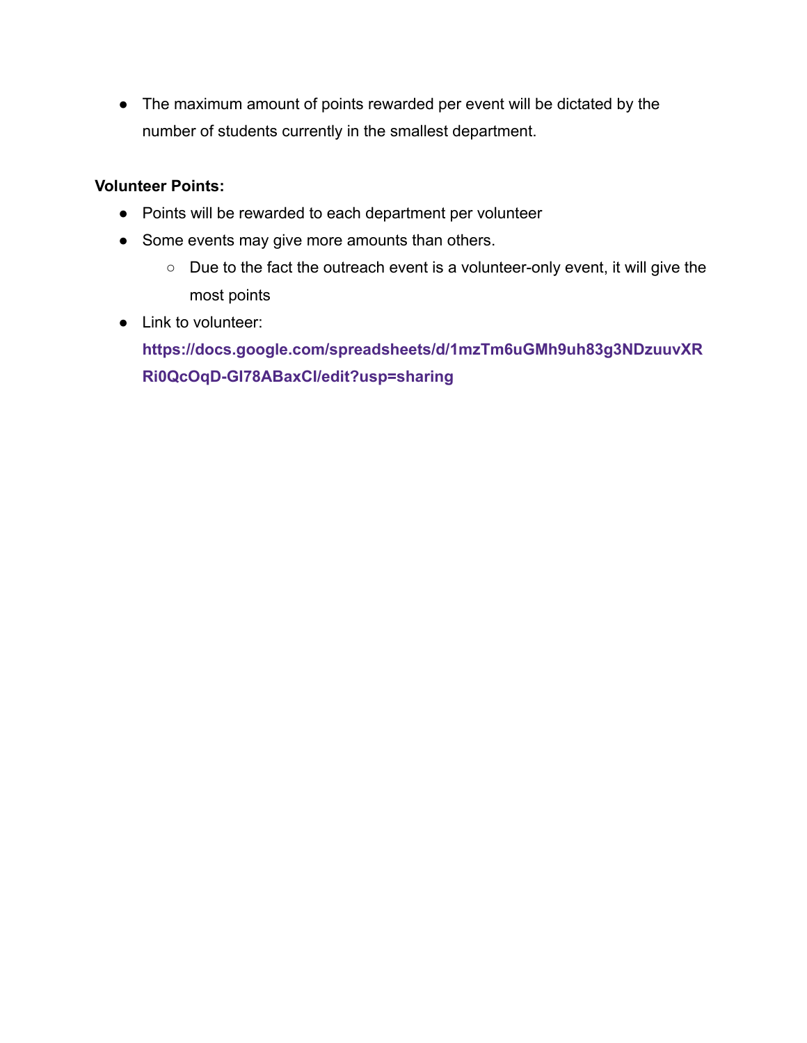- The maximum amount of points rewarded per event will be dictated by the number of students currently in the smallest department.

**Volunteer Points:**

- Points will be rewarded to each department per volunteer
- Some events may give more amounts than others.
  - Due to the fact the outreach event is a volunteer-only event, it will give the most points
- Link to volunteer: **https://docs.google.com/spreadsheets/d/1mzTm6uGMh9uh83g3NDzuuvXRRi0QcOqD-Gl78ABaxCl/edit?usp=sharing**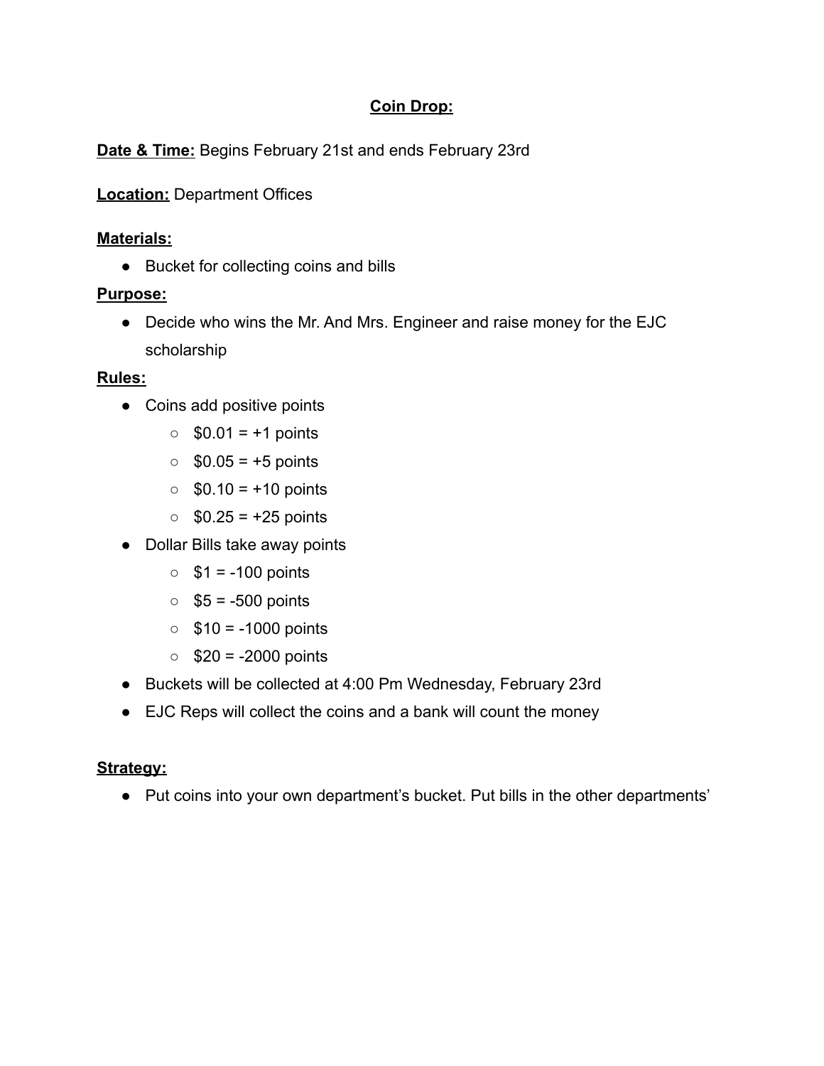## **Coin Drop:**

**Date & Time:** Begins February 21st and ends February 23rd

**Location:** Department Offices

**Materials:**

- Bucket for collecting coins and bills

**Purpose:**

- Decide who wins the Mr. And Mrs. Engineer and raise money for the EJC scholarship

**Rules:**

- Coins add positive points
  - $0.01 = +1 points
  - $0.05 = +5 points
  - $0.10 = +10 points
  - $0.25 = +25 points
- Dollar Bills take away points
  - $1 = -100 points
  - $5 = -500 points
  - $10 = -1000 points
  - $20 = -2000 points
- Buckets will be collected at 4:00 Pm Wednesday, February 23rd
- EJC Reps will collect the coins and a bank will count the money

**Strategy:**

- Put coins into your own department's bucket. Put bills in the other departments'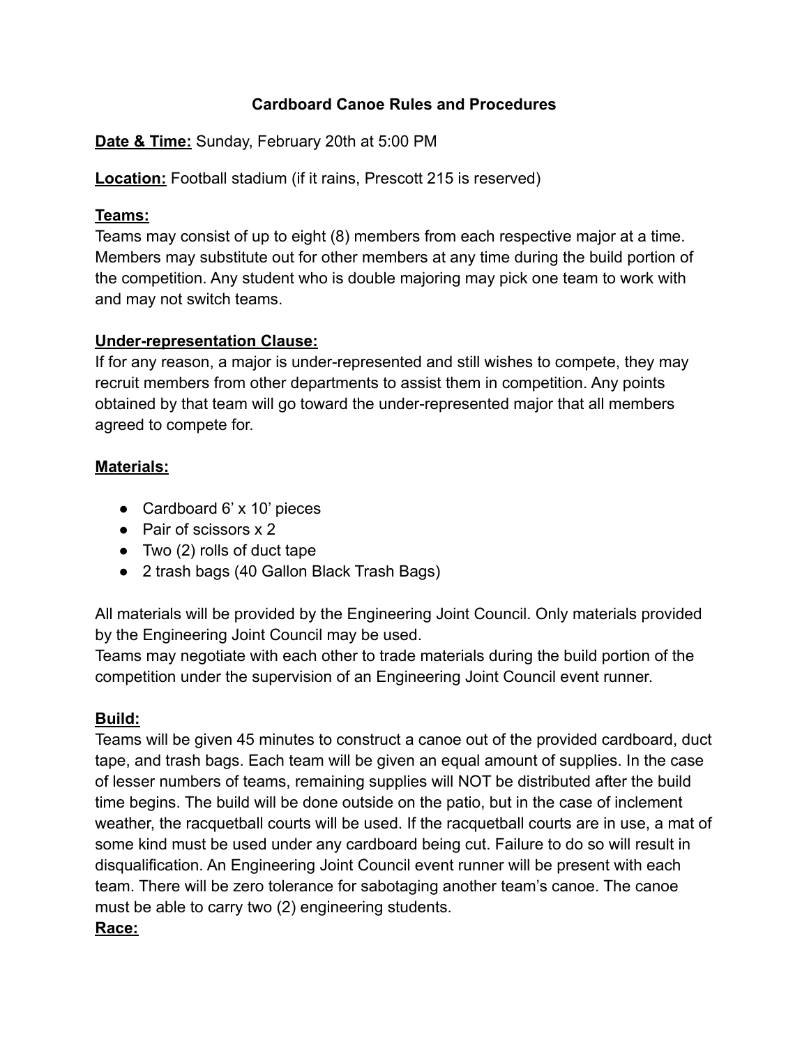# Cardboard Canoe Rules and Procedures

**Date & Time:** Sunday, February 20th at 5:00 PM

**Location:** Football stadium (if it rains, Prescott 215 is reserved)

**Teams:**

Teams may consist of up to eight (8) members from each respective major at a time. Members may substitute out for other members at any time during the build portion of the competition. Any student who is double majoring may pick one team to work with and may not switch teams.

**Under-representation Clause:**

If for any reason, a major is under-represented and still wishes to compete, they may recruit members from other departments to assist them in competition. Any points obtained by that team will go toward the under-represented major that all members agreed to compete for.

**Materials:**

- Cardboard 6' x 10' pieces
- Pair of scissors x 2
- Two (2) rolls of duct tape
- 2 trash bags (40 Gallon Black Trash Bags)

All materials will be provided by the Engineering Joint Council. Only materials provided by the Engineering Joint Council may be used.

Teams may negotiate with each other to trade materials during the build portion of the competition under the supervision of an Engineering Joint Council event runner.

**Build:**

Teams will be given 45 minutes to construct a canoe out of the provided cardboard, duct tape, and trash bags. Each team will be given an equal amount of supplies. In the case of lesser numbers of teams, remaining supplies will NOT be distributed after the build time begins. The build will be done outside on the patio, but in the case of inclement weather, the racquetball courts will be used. If the racquetball courts are in use, a mat of some kind must be used under any cardboard being cut. Failure to do so will result in disqualification. An Engineering Joint Council event runner will be present with each team. There will be zero tolerance for sabotaging another team's canoe. The canoe must be able to carry two (2) engineering students.

**Race:**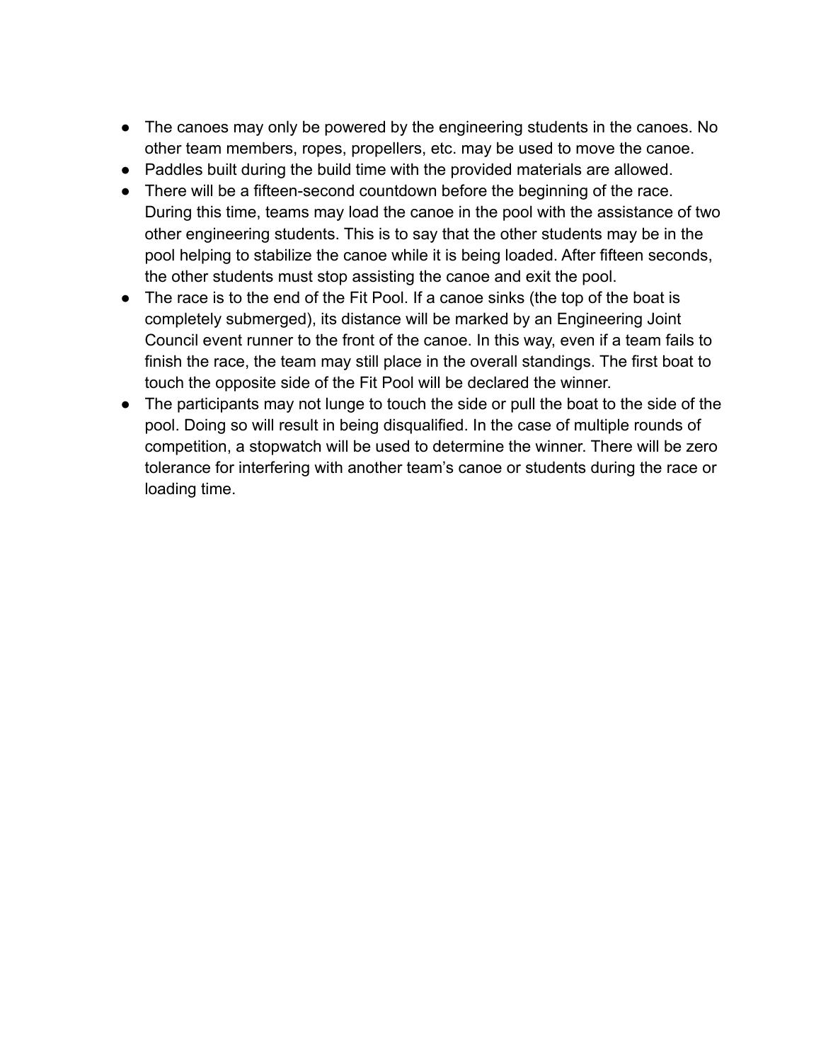- The canoes may only be powered by the engineering students in the canoes. No other team members, ropes, propellers, etc. may be used to move the canoe.
- Paddles built during the build time with the provided materials are allowed.
- There will be a fifteen-second countdown before the beginning of the race. During this time, teams may load the canoe in the pool with the assistance of two other engineering students. This is to say that the other students may be in the pool helping to stabilize the canoe while it is being loaded. After fifteen seconds, the other students must stop assisting the canoe and exit the pool.
- The race is to the end of the Fit Pool. If a canoe sinks (the top of the boat is completely submerged), its distance will be marked by an Engineering Joint Council event runner to the front of the canoe. In this way, even if a team fails to finish the race, the team may still place in the overall standings. The first boat to touch the opposite side of the Fit Pool will be declared the winner.
- The participants may not lunge to touch the side or pull the boat to the side of the pool. Doing so will result in being disqualified. In the case of multiple rounds of competition, a stopwatch will be used to determine the winner. There will be zero tolerance for interfering with another team's canoe or students during the race or loading time.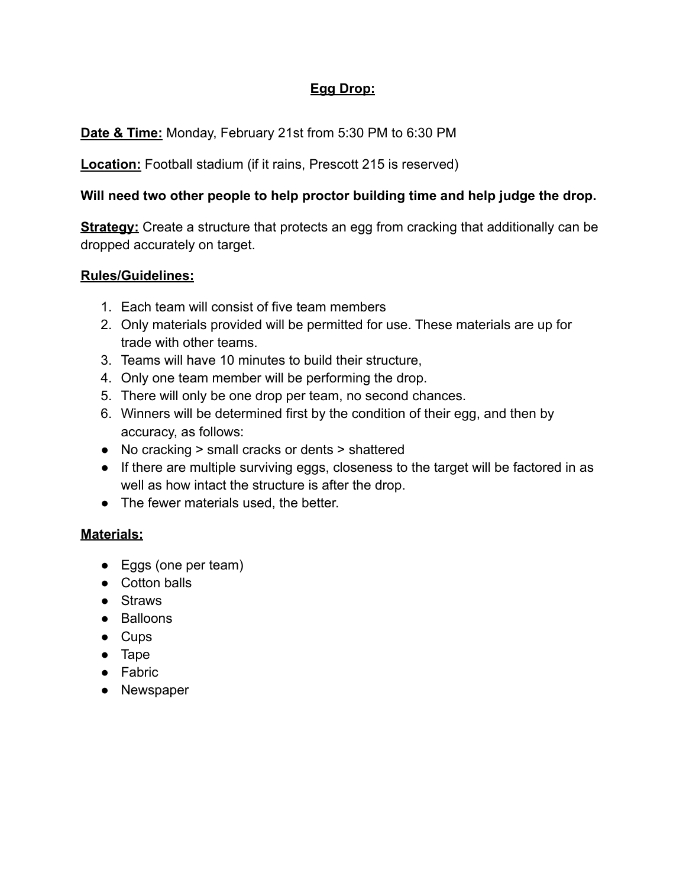# **Egg Drop:**

**Date & Time:** Monday, February 21st from 5:30 PM to 6:30 PM

**Location:** Football stadium (if it rains, Prescott 215 is reserved)

**Will need two other people to help proctor building time and help judge the drop.**

**Strategy:** Create a structure that protects an egg from cracking that additionally can be dropped accurately on target.

**Rules/Guidelines:**

1. Each team will consist of five team members
2. Only materials provided will be permitted for use. These materials are up for trade with other teams.
3. Teams will have 10 minutes to build their structure,
4. Only one team member will be performing the drop.
5. There will only be one drop per team, no second chances.
6. Winners will be determined first by the condition of their egg, and then by accuracy, as follows:

- No cracking > small cracks or dents > shattered
- If there are multiple surviving eggs, closeness to the target will be factored in as well as how intact the structure is after the drop.
- The fewer materials used, the better.

**Materials:**

- Eggs (one per team)
- Cotton balls
- Straws
- Balloons
- Cups
- Tape
- Fabric
- Newspaper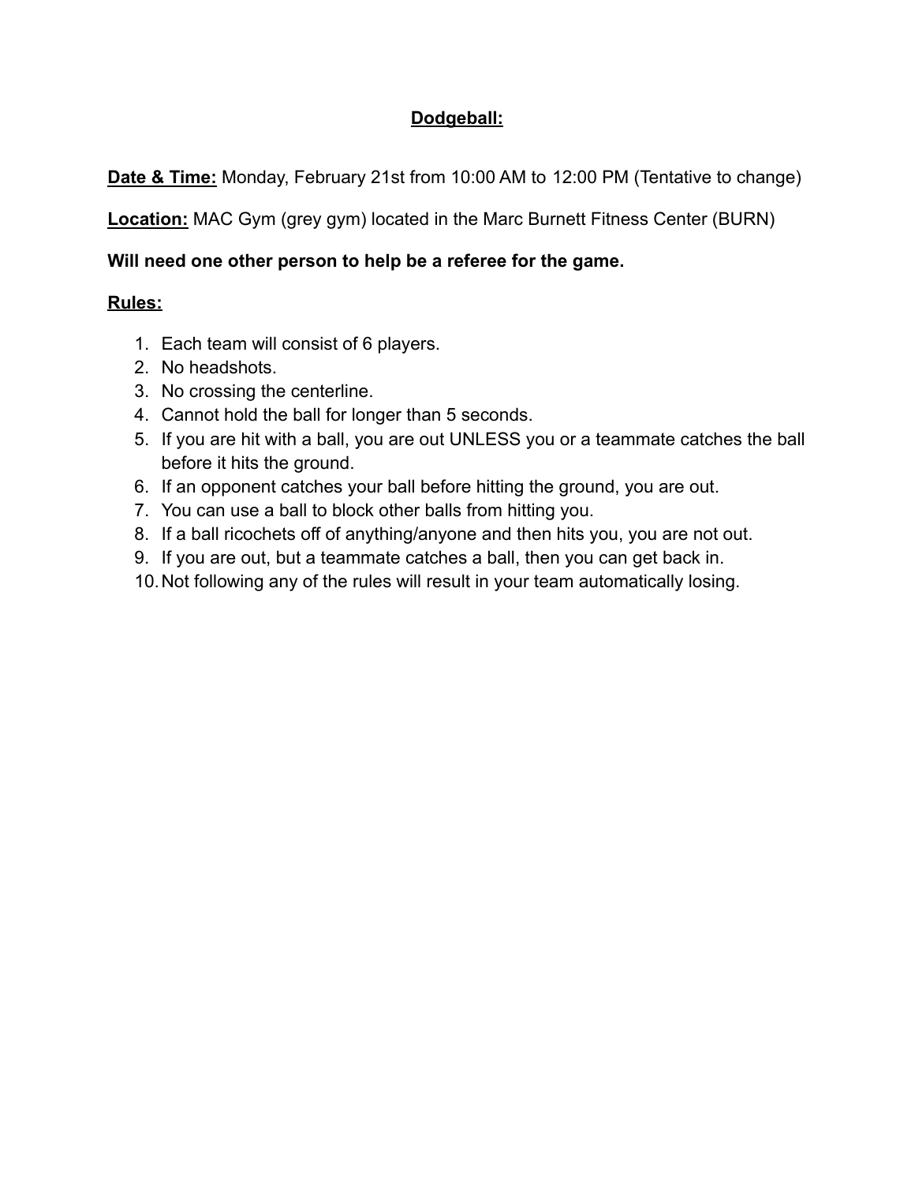## <u>Dodgeball:</u>

**<u>Date & Time:</u>** Monday, February 21st from 10:00 AM to 12:00 PM (Tentative to change)

**<u>Location:</u>** MAC Gym (grey gym) located in the Marc Burnett Fitness Center (BURN)

**Will need one other person to help be a referee for the game.**

**<u>Rules:</u>**

1. Each team will consist of 6 players.
2. No headshots.
3. No crossing the centerline.
4. Cannot hold the ball for longer than 5 seconds.
5. If you are hit with a ball, you are out UNLESS you or a teammate catches the ball before it hits the ground.
6. If an opponent catches your ball before hitting the ground, you are out.
7. You can use a ball to block other balls from hitting you.
8. If a ball ricochets off of anything/anyone and then hits you, you are not out.
9. If you are out, but a teammate catches a ball, then you can get back in.
10. Not following any of the rules will result in your team automatically losing.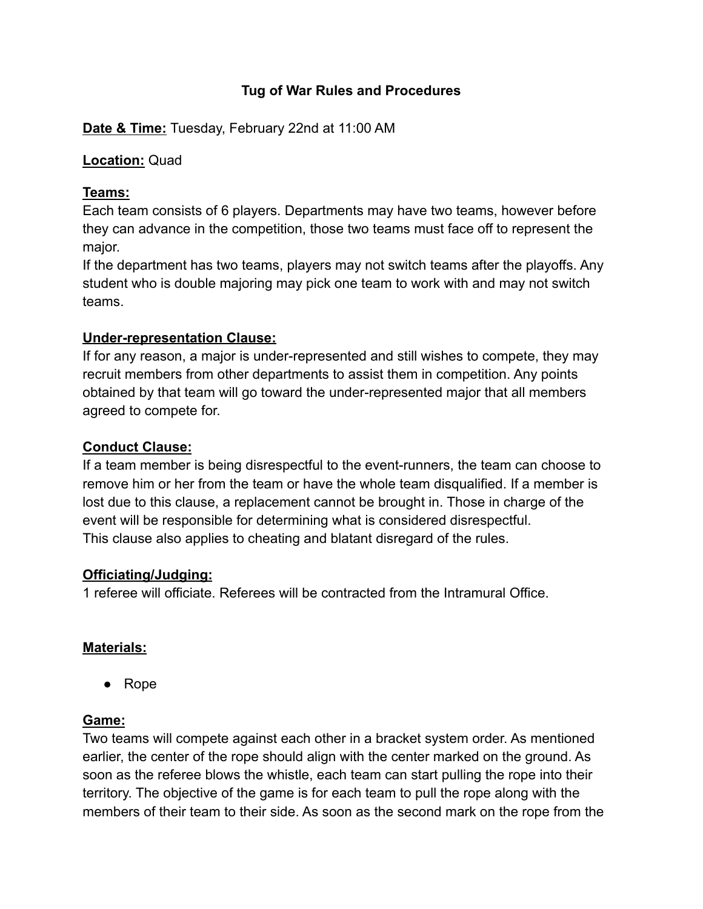# Tug of War Rules and Procedures

**<u>Date & Time:</u>** Tuesday, February 22nd at 11:00 AM

**<u>Location:</u>** Quad

**<u>Teams:</u>**

Each team consists of 6 players. Departments may have two teams, however before they can advance in the competition, those two teams must face off to represent the major.

If the department has two teams, players may not switch teams after the playoffs. Any student who is double majoring may pick one team to work with and may not switch teams.

**<u>Under-representation Clause:</u>**

If for any reason, a major is under-represented and still wishes to compete, they may recruit members from other departments to assist them in competition. Any points obtained by that team will go toward the under-represented major that all members agreed to compete for.

**<u>Conduct Clause:</u>**

If a team member is being disrespectful to the event-runners, the team can choose to remove him or her from the team or have the whole team disqualified. If a member is lost due to this clause, a replacement cannot be brought in. Those in charge of the event will be responsible for determining what is considered disrespectful.

This clause also applies to cheating and blatant disregard of the rules.

**<u>Officiating/Judging:</u>**

1 referee will officiate. Referees will be contracted from the Intramural Office.

**<u>Materials:</u>**

- Rope

**<u>Game:</u>**

Two teams will compete against each other in a bracket system order. As mentioned earlier, the center of the rope should align with the center marked on the ground. As soon as the referee blows the whistle, each team can start pulling the rope into their territory. The objective of the game is for each team to pull the rope along with the members of their team to their side. As soon as the second mark on the rope from the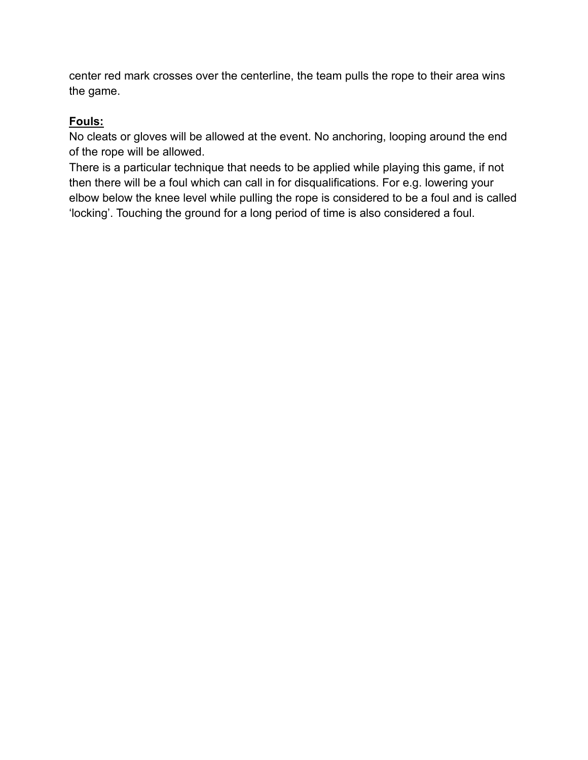center red mark crosses over the centerline, the team pulls the rope to their area wins the game.

**Fouls:**

No cleats or gloves will be allowed at the event. No anchoring, looping around the end of the rope will be allowed.

There is a particular technique that needs to be applied while playing this game, if not then there will be a foul which can call in for disqualifications. For e.g. lowering your elbow below the knee level while pulling the rope is considered to be a foul and is called 'locking'. Touching the ground for a long period of time is also considered a foul.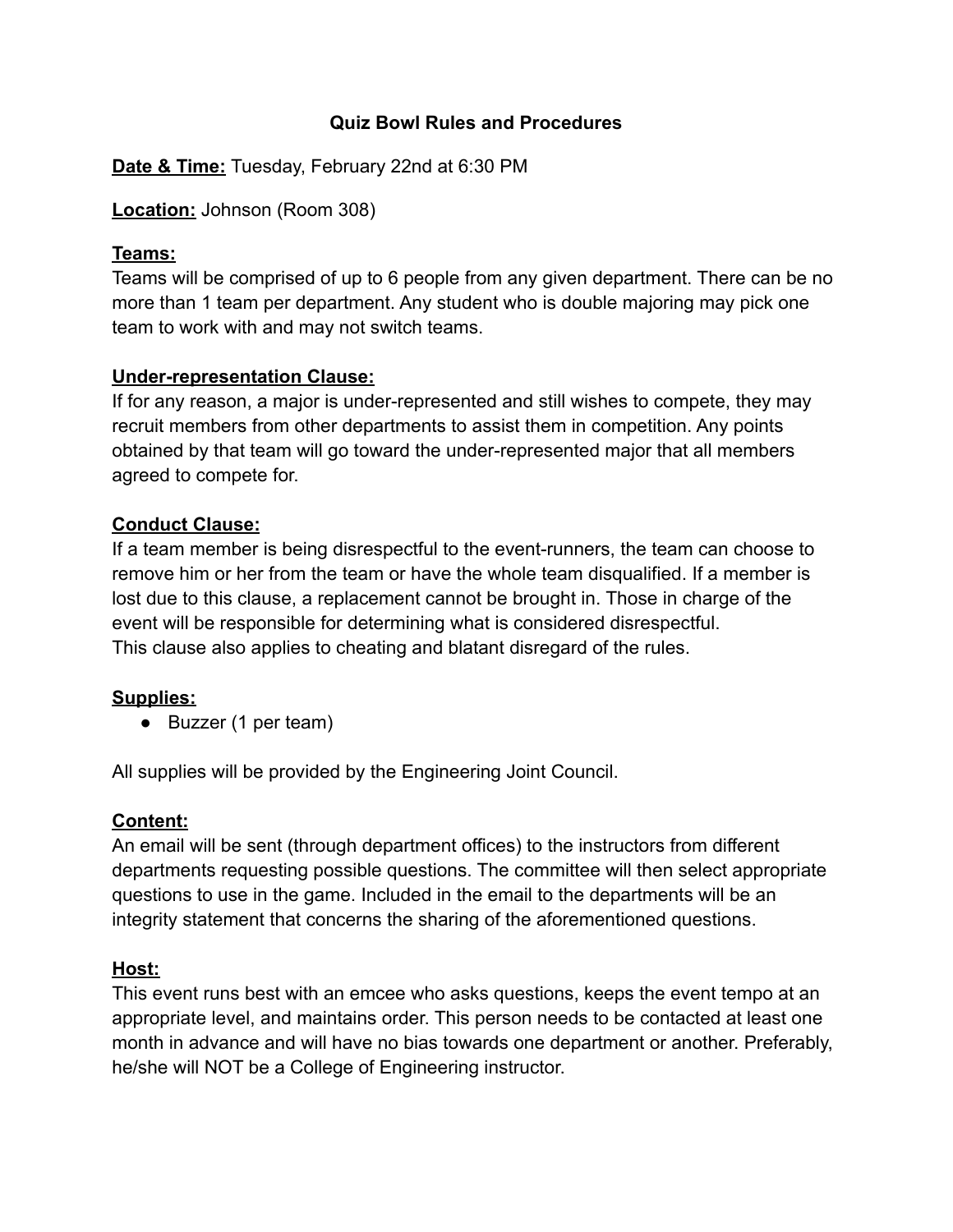# Quiz Bowl Rules and Procedures

**Date & Time:** Tuesday, February 22nd at 6:30 PM

**Location:** Johnson (Room 308)

## Teams:

Teams will be comprised of up to 6 people from any given department. There can be no more than 1 team per department. Any student who is double majoring may pick one team to work with and may not switch teams.

## Under-representation Clause:

If for any reason, a major is under-represented and still wishes to compete, they may recruit members from other departments to assist them in competition. Any points obtained by that team will go toward the under-represented major that all members agreed to compete for.

## Conduct Clause:

If a team member is being disrespectful to the event-runners, the team can choose to remove him or her from the team or have the whole team disqualified. If a member is lost due to this clause, a replacement cannot be brought in. Those in charge of the event will be responsible for determining what is considered disrespectful.
This clause also applies to cheating and blatant disregard of the rules.

## Supplies:

- Buzzer (1 per team)

All supplies will be provided by the Engineering Joint Council.

## Content:

An email will be sent (through department offices) to the instructors from different departments requesting possible questions. The committee will then select appropriate questions to use in the game. Included in the email to the departments will be an integrity statement that concerns the sharing of the aforementioned questions.

## Host:

This event runs best with an emcee who asks questions, keeps the event tempo at an appropriate level, and maintains order. This person needs to be contacted at least one month in advance and will have no bias towards one department or another. Preferably, he/she will NOT be a College of Engineering instructor.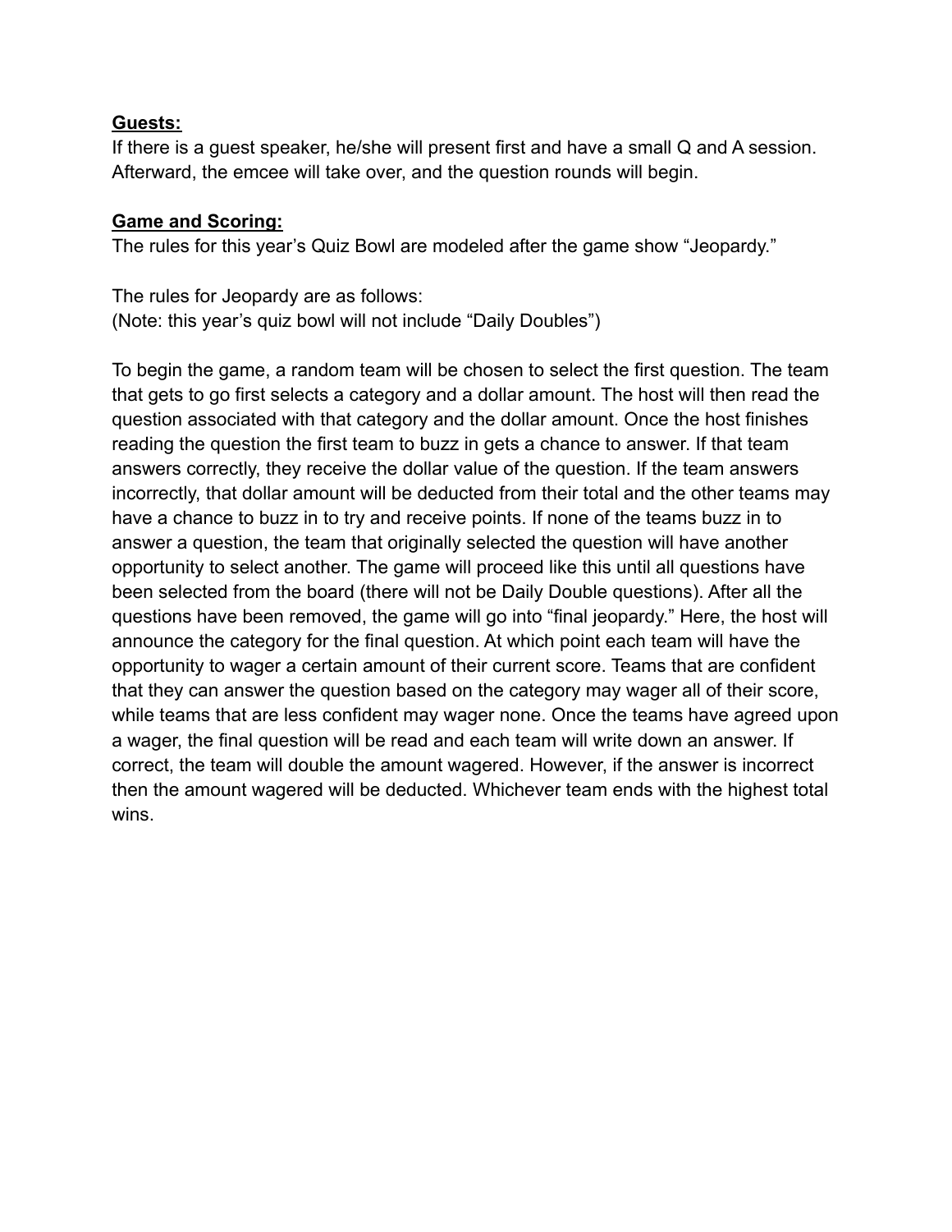**Guests:**

If there is a guest speaker, he/she will present first and have a small Q and A session. Afterward, the emcee will take over, and the question rounds will begin.

**Game and Scoring:**

The rules for this year's Quiz Bowl are modeled after the game show "Jeopardy."

The rules for Jeopardy are as follows:
(Note: this year's quiz bowl will not include "Daily Doubles")

To begin the game, a random team will be chosen to select the first question. The team that gets to go first selects a category and a dollar amount. The host will then read the question associated with that category and the dollar amount. Once the host finishes reading the question the first team to buzz in gets a chance to answer. If that team answers correctly, they receive the dollar value of the question. If the team answers incorrectly, that dollar amount will be deducted from their total and the other teams may have a chance to buzz in to try and receive points. If none of the teams buzz in to answer a question, the team that originally selected the question will have another opportunity to select another. The game will proceed like this until all questions have been selected from the board (there will not be Daily Double questions). After all the questions have been removed, the game will go into "final jeopardy." Here, the host will announce the category for the final question. At which point each team will have the opportunity to wager a certain amount of their current score. Teams that are confident that they can answer the question based on the category may wager all of their score, while teams that are less confident may wager none. Once the teams have agreed upon a wager, the final question will be read and each team will write down an answer. If correct, the team will double the amount wagered. However, if the answer is incorrect then the amount wagered will be deducted. Whichever team ends with the highest total wins.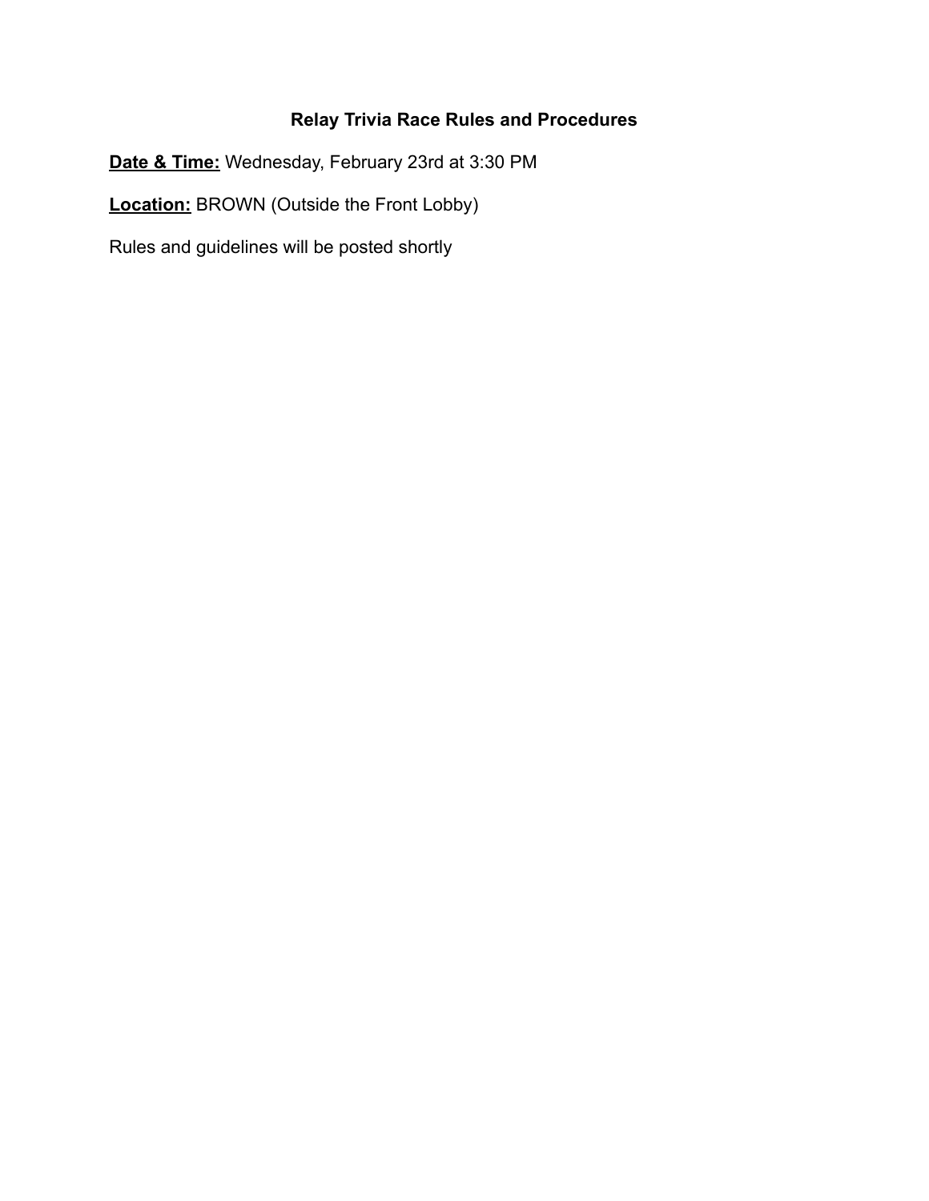# Relay Trivia Race Rules and Procedures

**<u>Date & Time:</u>** Wednesday, February 23rd at 3:30 PM

**<u>Location:</u>** BROWN (Outside the Front Lobby)

Rules and guidelines will be posted shortly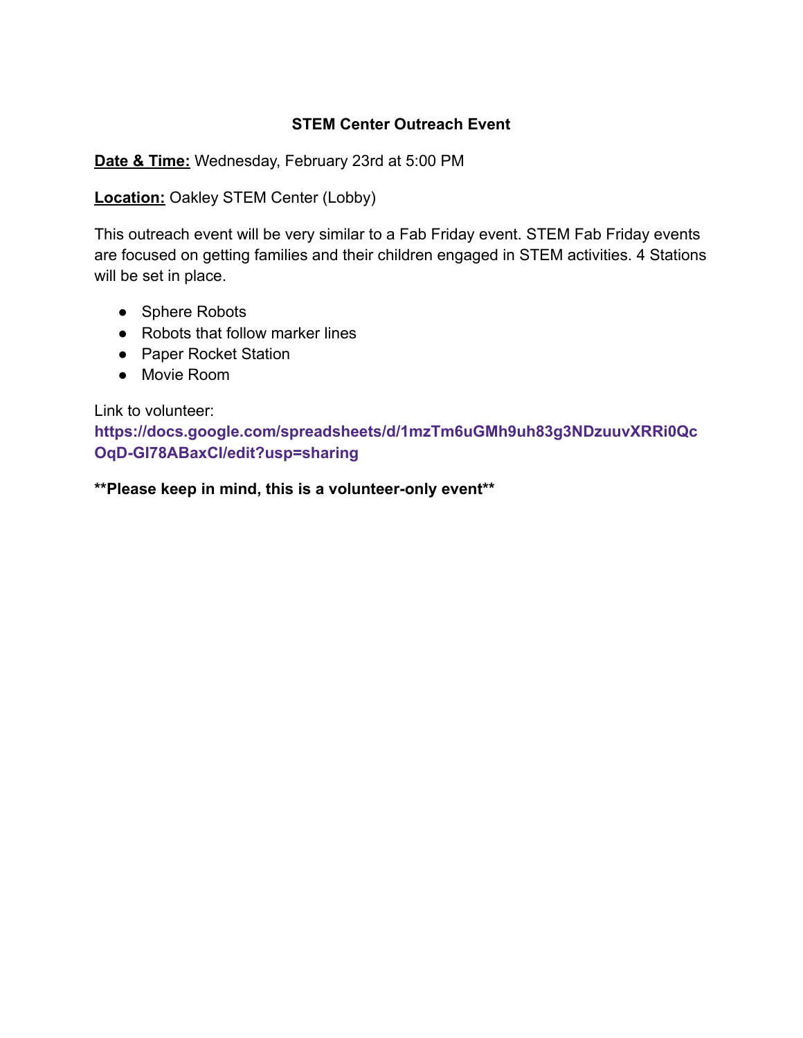**STEM Center Outreach Event**

**Date & Time:** Wednesday, February 23rd at 5:00 PM

**Location:** Oakley STEM Center (Lobby)

This outreach event will be very similar to a Fab Friday event. STEM Fab Friday events are focused on getting families and their children engaged in STEM activities. 4 Stations will be set in place.

- Sphere Robots
- Robots that follow marker lines
- Paper Rocket Station
- Movie Room

Link to volunteer:
**https://docs.google.com/spreadsheets/d/1mzTm6uGMh9uh83g3NDzuuvXRRi0QcOqD-Gl78ABaxCI/edit?usp=sharing**

**Please keep in mind, this is a volunteer-only event**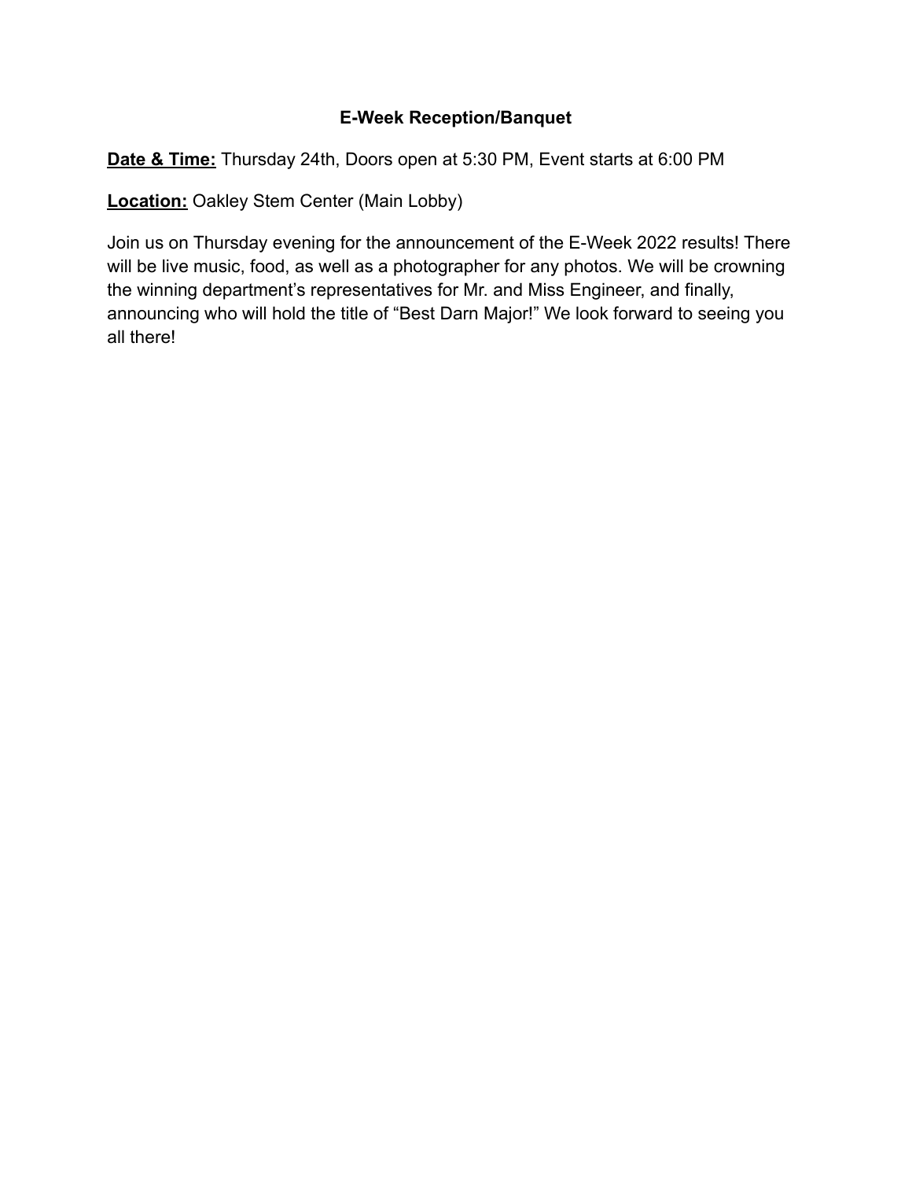### **E-Week Reception/Banquet**

**Date & Time:** Thursday 24th, Doors open at 5:30 PM, Event starts at 6:00 PM

**Location:** Oakley Stem Center (Main Lobby)

Join us on Thursday evening for the announcement of the E-Week 2022 results! There will be live music, food, as well as a photographer for any photos. We will be crowning the winning department's representatives for Mr. and Miss Engineer, and finally, announcing who will hold the title of "Best Darn Major!" We look forward to seeing you all there!